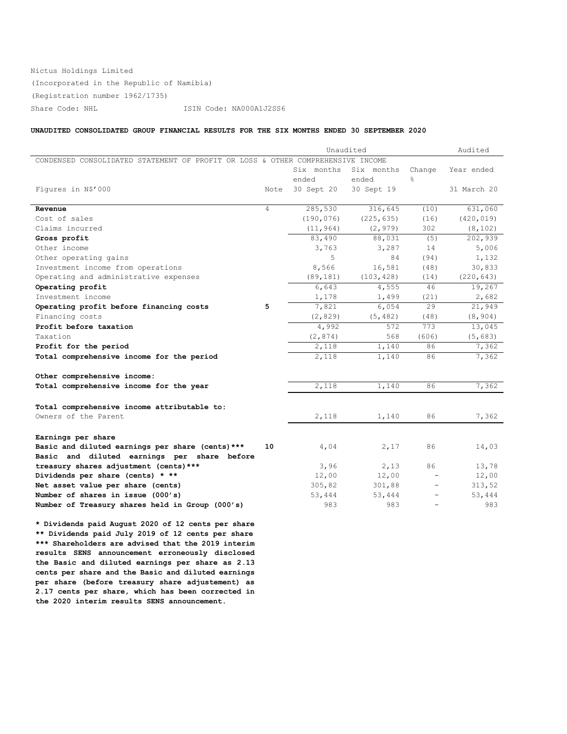Nictus Holdings Limited

(Incorporated in the Republic of Namibia)

(Registration number 1962/1735)

Share Code: NHL ISIN Code: NA000A1J2SS6

**UNAUDITED CONSOLIDATED GROUP FINANCIAL RESULTS FOR THE SIX MONTHS ENDED 30 SEPTEMBER 2020**

| | | Unaudited | | | Audited |
|---|---|---|---|---|---|
| CONDENSED CONSOLIDATED STATEMENT OF PROFIT OR LOSS & OTHER COMPREHENSIVE INCOME | | | | | |
| Figures in N$'000 | Note | Six months ended 30 Sept 20 | Six months ended 30 Sept 19 | Change % | Year ended 31 March 20 |
| **Revenue** | 4 | 285,530 | 316,645 | (10) | 631,060 |
| Cost of sales | | (190,076) | (225,635) | (16) | (420,019) |
| Claims incurred | | (11,964) | (2,979) | 302 | (8,102) |
| **Gross profit** | | 83,490 | 88,031 | (5) | 202,939 |
| Other income | | 3,763 | 3,287 | 14 | 5,006 |
| Other operating gains | | 5 | 84 | (94) | 1,132 |
| Investment income from operations | | 8,566 | 16,581 | (48) | 30,833 |
| Operating and administrative expenses | | (89,181) | (103,428) | (14) | (220,643) |
| **Operating profit** | | 6,643 | 4,555 | 46 | 19,267 |
| Investment income | | 1,178 | 1,499 | (21) | 2,682 |
| **Operating profit before financing costs** | **5** | 7,821 | 6,054 | 29 | 21,949 |
| Financing costs | | (2,829) | (5,482) | (48) | (8,904) |
| **Profit before taxation** | | 4,992 | 572 | 773 | 13,045 |
| Taxation | | (2,874) | 568 | (606) | (5,683) |
| **Profit for the period** | | 2,118 | 1,140 | 86 | 7,362 |
| **Total comprehensive income for the period** | | 2,118 | 1,140 | 86 | 7,362 |
| **Other comprehensive income:** | | | | | |
| **Total comprehensive income for the year** | | 2,118 | 1,140 | 86 | 7,362 |
| **Total comprehensive income attributable to:** | | | | | |
| Owners of the Parent | | 2,118 | 1,140 | 86 | 7,362 |
| **Earnings per share** | | | | | |
| **Basic and diluted earnings per share (cents)*** ** | **10** | 4,04 | 2,17 | 86 | 14,03 |
| **Basic and diluted earnings per share before treasury shares adjustment (cents)*** ** | | 3,96 | 2,13 | 86 | 13,78 |
| **Dividends per share (cents) * ** ** | | 12,00 | 12,00 | - | 12,00 |
| **Net asset value per share (cents)** | | 305,82 | 301,88 | - | 313,52 |
| **Number of shares in issue (000's)** | | 53,444 | 53,444 | - | 53,444 |
| **Number of Treasury shares held in Group (000's)** | | 983 | 983 | - | 983 |

**\* Dividends paid August 2020 of 12 cents per share**
**\*\* Dividends paid July 2019 of 12 cents per share**
**\*\*\* Shareholders are advised that the 2019 interim results SENS announcement erroneously disclosed the Basic and diluted earnings per share as 2.13 cents per share and the Basic and diluted earnings per share (before treasury share adjustement) as 2.17 cents per share, which has been corrected in the 2020 interim results SENS announcement.**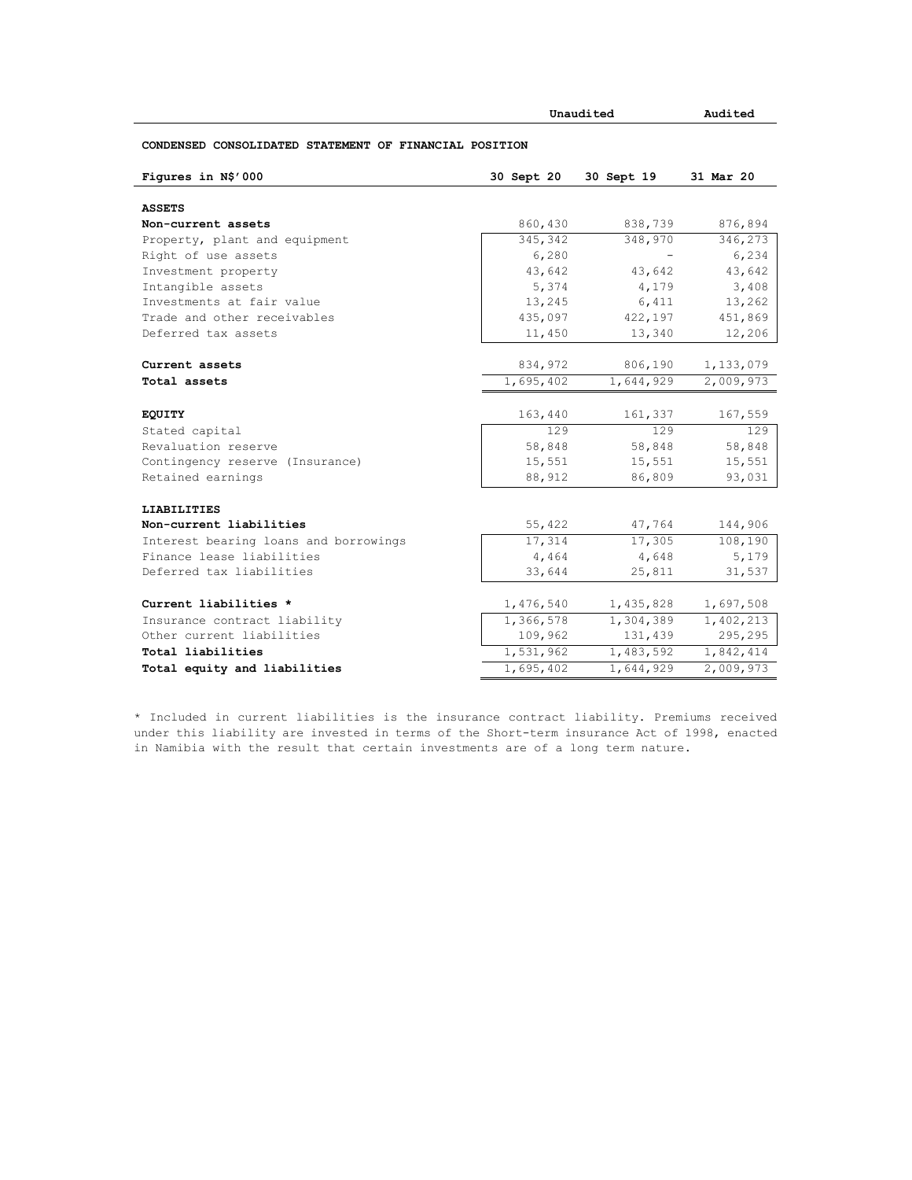## CONDENSED CONSOLIDATED STATEMENT OF FINANCIAL POSITION

| Figures in N$'000 | Unaudited 30 Sept 20 | Unaudited 30 Sept 19 | Audited 31 Mar 20 |
|---|---|---|---|
| **ASSETS** | | | |
| **Non-current assets** | 860,430 | 838,739 | 876,894 |
| Property, plant and equipment | 345,342 | 348,970 | 346,273 |
| Right of use assets | 6,280 | - | 6,234 |
| Investment property | 43,642 | 43,642 | 43,642 |
| Intangible assets | 5,374 | 4,179 | 3,408 |
| Investments at fair value | 13,245 | 6,411 | 13,262 |
| Trade and other receivables | 435,097 | 422,197 | 451,869 |
| Deferred tax assets | 11,450 | 13,340 | 12,206 |
| **Current assets** | 834,972 | 806,190 | 1,133,079 |
| **Total assets** | 1,695,402 | 1,644,929 | 2,009,973 |
| **EQUITY** | 163,440 | 161,337 | 167,559 |
| Stated capital | 129 | 129 | 129 |
| Revaluation reserve | 58,848 | 58,848 | 58,848 |
| Contingency reserve (Insurance) | 15,551 | 15,551 | 15,551 |
| Retained earnings | 88,912 | 86,809 | 93,031 |
| **LIABILITIES** | | | |
| **Non-current liabilities** | 55,422 | 47,764 | 144,906 |
| Interest bearing loans and borrowings | 17,314 | 17,305 | 108,190 |
| Finance lease liabilities | 4,464 | 4,648 | 5,179 |
| Deferred tax liabilities | 33,644 | 25,811 | 31,537 |
| **Current liabilities *** | 1,476,540 | 1,435,828 | 1,697,508 |
| Insurance contract liability | 1,366,578 | 1,304,389 | 1,402,213 |
| Other current liabilities | 109,962 | 131,439 | 295,295 |
| **Total liabilities** | 1,531,962 | 1,483,592 | 1,842,414 |
| **Total equity and liabilities** | 1,695,402 | 1,644,929 | 2,009,973 |

* Included in current liabilities is the insurance contract liability. Premiums received under this liability are invested in terms of the Short-term insurance Act of 1998, enacted in Namibia with the result that certain investments are of a long term nature.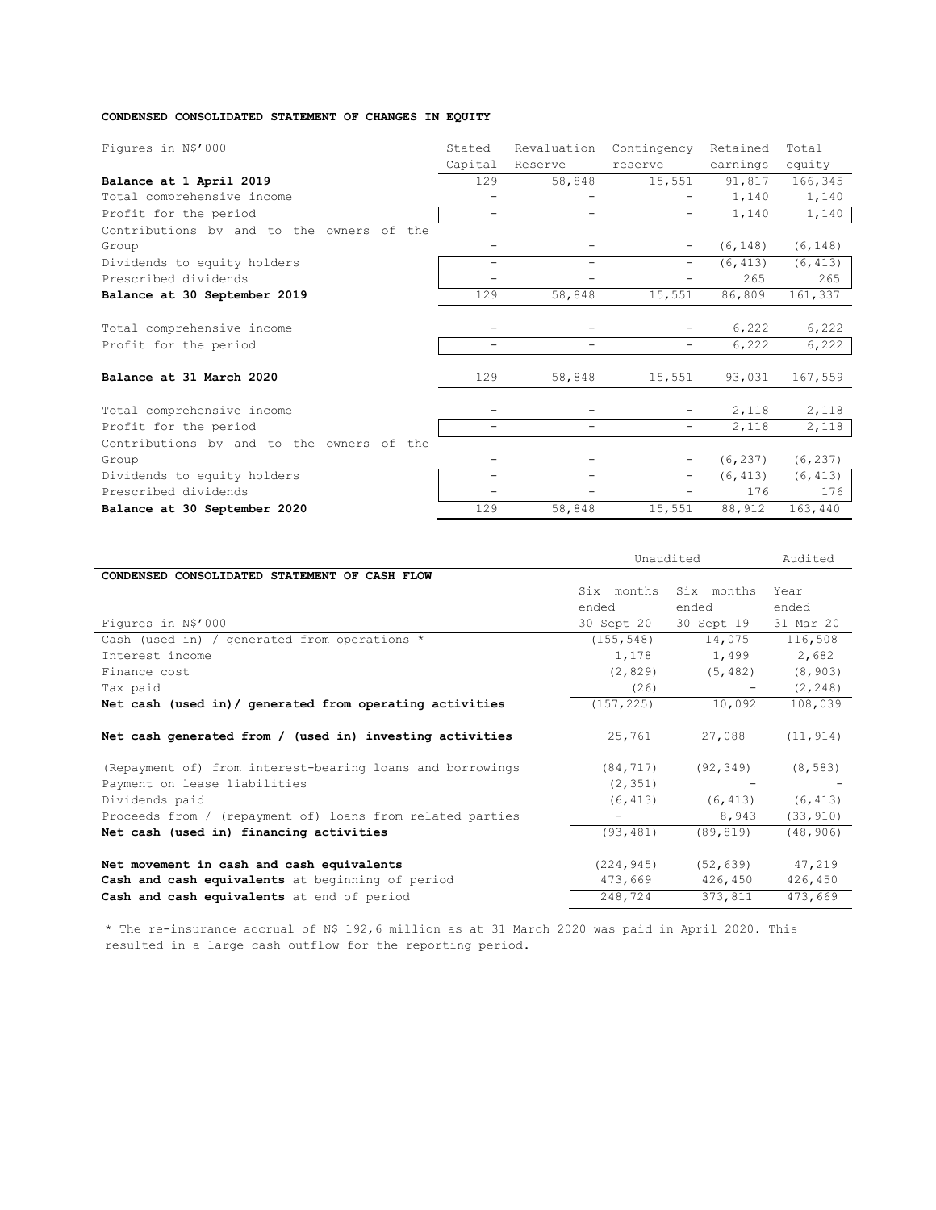**CONDENSED CONSOLIDATED STATEMENT OF CHANGES IN EQUITY**

| Figures in N$'000 | Stated Capital | Revaluation Reserve | Contingency reserve | Retained earnings | Total equity |
|---|---|---|---|---|---|
| **Balance at 1 April 2019** | 129 | 58,848 | 15,551 | 91,817 | 166,345 |
| Total comprehensive income | - | - | - | 1,140 | 1,140 |
| Profit for the period | - | - | - | 1,140 | 1,140 |
| Contributions by and to the owners of the Group | - | - | - | (6,148) | (6,148) |
| Dividends to equity holders | - | - | - | (6,413) | (6,413) |
| Prescribed dividends | - | - | - | 265 | 265 |
| **Balance at 30 September 2019** | 129 | 58,848 | 15,551 | 86,809 | 161,337 |
| Total comprehensive income | - | - | - | 6,222 | 6,222 |
| Profit for the period | - | - | - | 6,222 | 6,222 |
| **Balance at 31 March 2020** | 129 | 58,848 | 15,551 | 93,031 | 167,559 |
| Total comprehensive income | - | - | - | 2,118 | 2,118 |
| Profit for the period | - | - | - | 2,118 | 2,118 |
| Contributions by and to the owners of the Group | - | - | - | (6,237) | (6,237) |
| Dividends to equity holders | - | - | - | (6,413) | (6,413) |
| Prescribed dividends | - | - | - | 176 | 176 |
| **Balance at 30 September 2020** | 129 | 58,848 | 15,551 | 88,912 | 163,440 |

| **CONDENSED CONSOLIDATED STATEMENT OF CASH FLOW** | Unaudited | | Audited |
|---|---|---|---|
| Figures in N$'000 | Six months ended 30 Sept 20 | Six months ended 30 Sept 19 | Year ended 31 Mar 20 |
| Cash (used in) / generated from operations * | (155,548) | 14,075 | 116,508 |
| Interest income | 1,178 | 1,499 | 2,682 |
| Finance cost | (2,829) | (5,482) | (8,903) |
| Tax paid | (26) | - | (2,248) |
| **Net cash (used in)/ generated from operating activities** | (157,225) | 10,092 | 108,039 |
| **Net cash generated from / (used in) investing activities** | 25,761 | 27,088 | (11,914) |
| (Repayment of) from interest-bearing loans and borrowings | (84,717) | (92,349) | (8,583) |
| Payment on lease liabilities | (2,351) | - | - |
| Dividends paid | (6,413) | (6,413) | (6,413) |
| Proceeds from / (repayment of) loans from related parties | - | 8,943 | (33,910) |
| **Net cash (used in) financing activities** | (93,481) | (89,819) | (48,906) |
| **Net movement in cash and cash equivalents** | (224,945) | (52,639) | 47,219 |
| **Cash and cash equivalents** at beginning of period | 473,669 | 426,450 | 426,450 |
| **Cash and cash equivalents** at end of period | 248,724 | 373,811 | 473,669 |

* The re-insurance accrual of N$ 192,6 million as at 31 March 2020 was paid in April 2020. This resulted in a large cash outflow for the reporting period.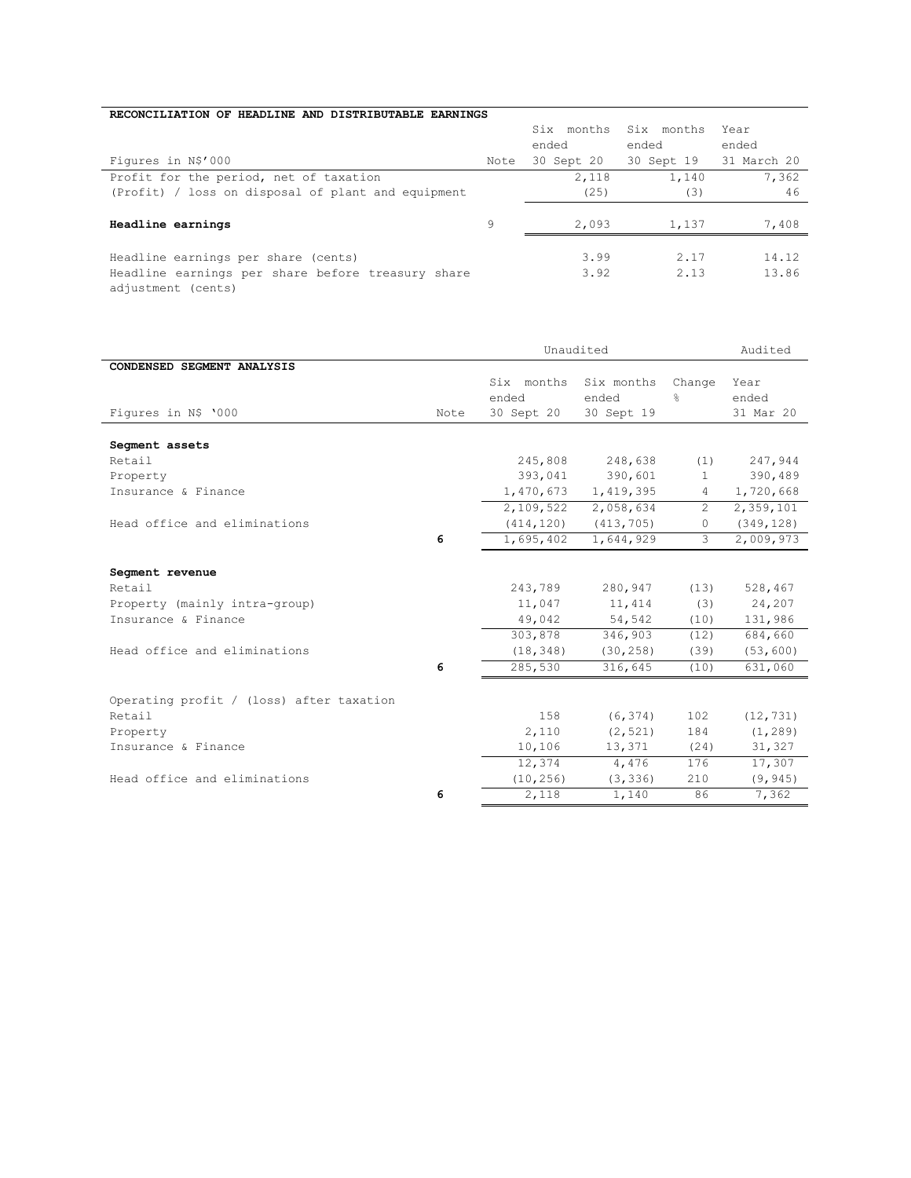**RECONCILIATION OF HEADLINE AND DISTRIBUTABLE EARNINGS**

| Figures in N$'000 | Note | Six months ended 30 Sept 20 | Six months ended 30 Sept 19 | Year ended 31 March 20 |
|---|---|---|---|---|
| Profit for the period, net of taxation | | 2,118 | 1,140 | 7,362 |
| (Profit) / loss on disposal of plant and equipment | | (25) | (3) | 46 |
| **Headline earnings** | 9 | 2,093 | 1,137 | 7,408 |
| Headline earnings per share (cents) | | 3.99 | 2.17 | 14.12 |
| Headline earnings per share before treasury share adjustment (cents) | | 3.92 | 2.13 | 13.86 |

**CONDENSED SEGMENT ANALYSIS**

| | | Unaudited | | | Audited |
|---|---|---|---|---|---|
| Figures in N$ '000 | Note | Six months ended 30 Sept 20 | Six months ended 30 Sept 19 | Change % | Year ended 31 Mar 20 |
| **Segment assets** | | | | | |
| Retail | | 245,808 | 248,638 | (1) | 247,944 |
| Property | | 393,041 | 390,601 | 1 | 390,489 |
| Insurance & Finance | | 1,470,673 | 1,419,395 | 4 | 1,720,668 |
| | | 2,109,522 | 2,058,634 | 2 | 2,359,101 |
| Head office and eliminations | | (414,120) | (413,705) | 0 | (349,128) |
| | **6** | 1,695,402 | 1,644,929 | 3 | 2,009,973 |
| **Segment revenue** | | | | | |
| Retail | | 243,789 | 280,947 | (13) | 528,467 |
| Property (mainly intra-group) | | 11,047 | 11,414 | (3) | 24,207 |
| Insurance & Finance | | 49,042 | 54,542 | (10) | 131,986 |
| | | 303,878 | 346,903 | (12) | 684,660 |
| Head office and eliminations | | (18,348) | (30,258) | (39) | (53,600) |
| | **6** | 285,530 | 316,645 | (10) | 631,060 |
| Operating profit / (loss) after taxation | | | | | |
| Retail | | 158 | (6,374) | 102 | (12,731) |
| Property | | 2,110 | (2,521) | 184 | (1,289) |
| Insurance & Finance | | 10,106 | 13,371 | (24) | 31,327 |
| | | 12,374 | 4,476 | 176 | 17,307 |
| Head office and eliminations | | (10,256) | (3,336) | 210 | (9,945) |
| | **6** | 2,118 | 1,140 | 86 | 7,362 |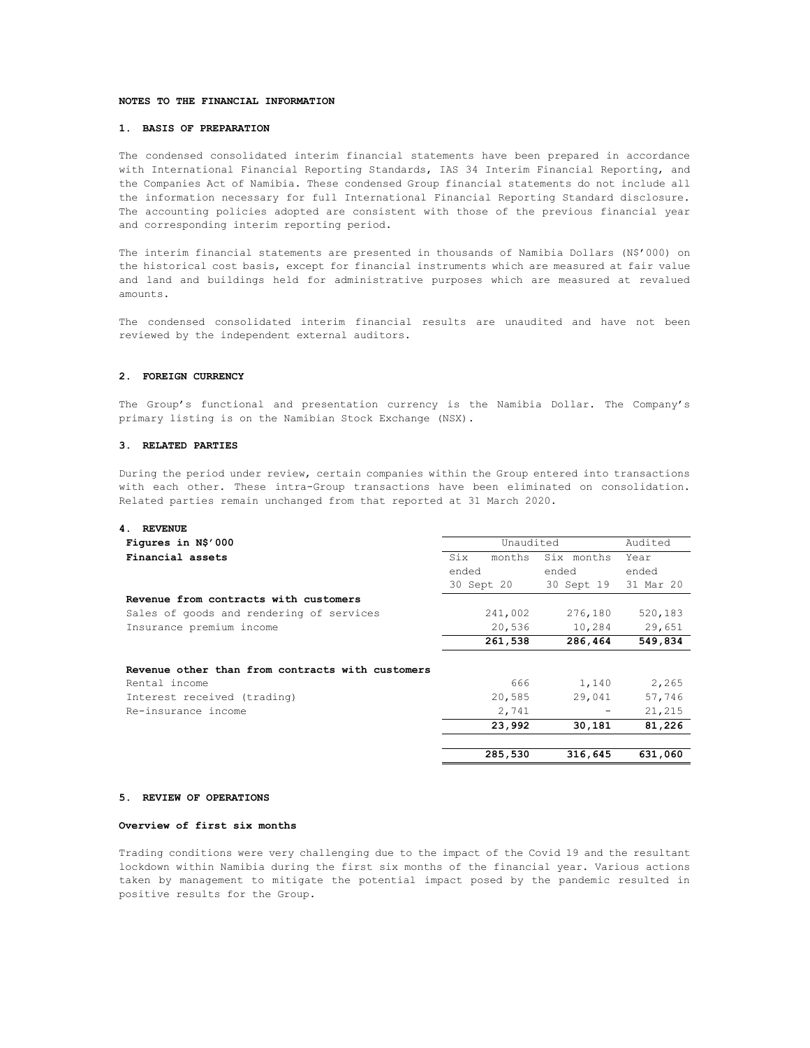## NOTES TO THE FINANCIAL INFORMATION

### 1. BASIS OF PREPARATION

The condensed consolidated interim financial statements have been prepared in accordance with International Financial Reporting Standards, IAS 34 Interim Financial Reporting, and the Companies Act of Namibia. These condensed Group financial statements do not include all the information necessary for full International Financial Reporting Standard disclosure. The accounting policies adopted are consistent with those of the previous financial year and corresponding interim reporting period.

The interim financial statements are presented in thousands of Namibia Dollars (N$'000) on the historical cost basis, except for financial instruments which are measured at fair value and land and buildings held for administrative purposes which are measured at revalued amounts.

The condensed consolidated interim financial results are unaudited and have not been reviewed by the independent external auditors.

### 2. FOREIGN CURRENCY

The Group's functional and presentation currency is the Namibia Dollar. The Company's primary listing is on the Namibian Stock Exchange (NSX).

### 3. RELATED PARTIES

During the period under review, certain companies within the Group entered into transactions with each other. These intra-Group transactions have been eliminated on consolidation. Related parties remain unchanged from that reported at 31 March 2020.

### 4. REVENUE

| Figures in N$'000 | Unaudited | | Audited |
|---|---|---|---|
| **Financial assets** | Six months ended 30 Sept 20 | Six months ended 30 Sept 19 | Year ended 31 Mar 20 |
| **Revenue from contracts with customers** | | | |
| Sales of goods and rendering of services | 241,002 | 276,180 | 520,183 |
| Insurance premium income | 20,536 | 10,284 | 29,651 |
| | **261,538** | **286,464** | **549,834** |
| **Revenue other than from contracts with customers** | | | |
| Rental income | 666 | 1,140 | 2,265 |
| Interest received (trading) | 20,585 | 29,041 | 57,746 |
| Re-insurance income | 2,741 | - | 21,215 |
| | **23,992** | **30,181** | **81,226** |
| | **285,530** | **316,645** | **631,060** |

### 5. REVIEW OF OPERATIONS

#### Overview of first six months

Trading conditions were very challenging due to the impact of the Covid 19 and the resultant lockdown within Namibia during the first six months of the financial year. Various actions taken by management to mitigate the potential impact posed by the pandemic resulted in positive results for the Group.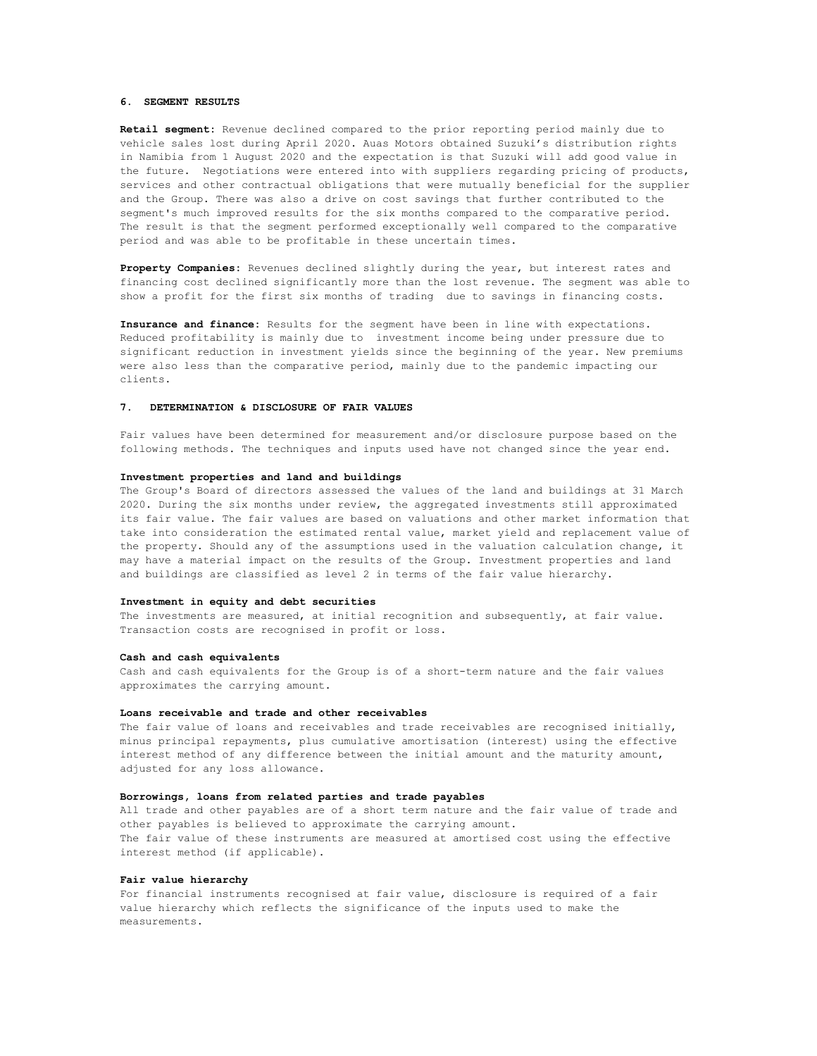## 6. SEGMENT RESULTS

**Retail segment:** Revenue declined compared to the prior reporting period mainly due to vehicle sales lost during April 2020. Auas Motors obtained Suzuki's distribution rights in Namibia from 1 August 2020 and the expectation is that Suzuki will add good value in the future. Negotiations were entered into with suppliers regarding pricing of products, services and other contractual obligations that were mutually beneficial for the supplier and the Group. There was also a drive on cost savings that further contributed to the segment's much improved results for the six months compared to the comparative period. The result is that the segment performed exceptionally well compared to the comparative period and was able to be profitable in these uncertain times.

**Property Companies:** Revenues declined slightly during the year, but interest rates and financing cost declined significantly more than the lost revenue. The segment was able to show a profit for the first six months of trading due to savings in financing costs.

**Insurance and finance:** Results for the segment have been in line with expectations. Reduced profitability is mainly due to investment income being under pressure due to significant reduction in investment yields since the beginning of the year. New premiums were also less than the comparative period, mainly due to the pandemic impacting our clients.

## 7. DETERMINATION & DISCLOSURE OF FAIR VALUES

Fair values have been determined for measurement and/or disclosure purpose based on the following methods. The techniques and inputs used have not changed since the year end.

**Investment properties and land and buildings**
The Group's Board of directors assessed the values of the land and buildings at 31 March 2020. During the six months under review, the aggregated investments still approximated its fair value. The fair values are based on valuations and other market information that take into consideration the estimated rental value, market yield and replacement value of the property. Should any of the assumptions used in the valuation calculation change, it may have a material impact on the results of the Group. Investment properties and land and buildings are classified as level 2 in terms of the fair value hierarchy.

**Investment in equity and debt securities**
The investments are measured, at initial recognition and subsequently, at fair value. Transaction costs are recognised in profit or loss.

**Cash and cash equivalents**
Cash and cash equivalents for the Group is of a short-term nature and the fair values approximates the carrying amount.

**Loans receivable and trade and other receivables**
The fair value of loans and receivables and trade receivables are recognised initially, minus principal repayments, plus cumulative amortisation (interest) using the effective interest method of any difference between the initial amount and the maturity amount, adjusted for any loss allowance.

**Borrowings, loans from related parties and trade payables**
All trade and other payables are of a short term nature and the fair value of trade and other payables is believed to approximate the carrying amount.
The fair value of these instruments are measured at amortised cost using the effective interest method (if applicable).

**Fair value hierarchy**
For financial instruments recognised at fair value, disclosure is required of a fair value hierarchy which reflects the significance of the inputs used to make the measurements.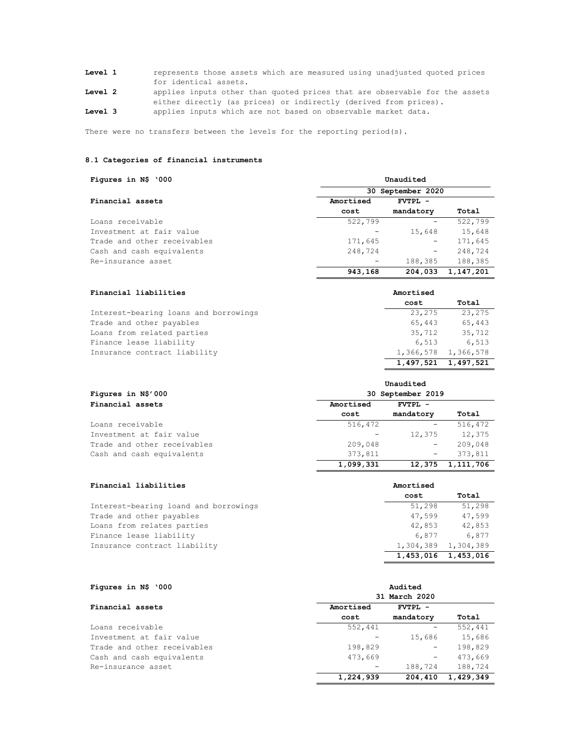**Level 1** represents those assets which are measured using unadjusted quoted prices for identical assets.

**Level 2** applies inputs other than quoted prices that are observable for the assets either directly (as prices) or indirectly (derived from prices).

**Level 3** applies inputs which are not based on observable market data.

There were no transfers between the levels for the reporting period(s).

### 8.1 Categories of financial instruments

| **Figures in N$ '000** | **Unaudited** | | |
|---|---|---|---|
| | **30 September 2020** | | |
| **Financial assets** | **Amortised cost** | **FVTPL - mandatory** | **Total** |
| Loans receivable | 522,799 | - | 522,799 |
| Investment at fair value | - | 15,648 | 15,648 |
| Trade and other receivables | 171,645 | - | 171,645 |
| Cash and cash equivalents | 248,724 | - | 248,724 |
| Re-insurance asset | - | 188,385 | 188,385 |
| | **943,168** | **204,033** | **1,147,201** |

| **Financial liabilities** | **Amortised cost** | **Total** |
|---|---|---|
| Interest-bearing loans and borrowings | 23,275 | 23,275 |
| Trade and other payables | 65,443 | 65,443 |
| Loans from related parties | 35,712 | 35,712 |
| Finance lease liability | 6,513 | 6,513 |
| Insurance contract liability | 1,366,578 | 1,366,578 |
| | **1,497,521** | **1,497,521** |

| **Figures in N$'000** | **Unaudited** | | |
|---|---|---|---|
| | **30 September 2019** | | |
| **Financial assets** | **Amortised cost** | **FVTPL - mandatory** | **Total** |
| Loans receivable | 516,472 | - | 516,472 |
| Investment at fair value | - | 12,375 | 12,375 |
| Trade and other receivables | 209,048 | - | 209,048 |
| Cash and cash equivalents | 373,811 | - | 373,811 |
| | **1,099,331** | **12,375** | **1,111,706** |

| **Financial liabilities** | **Amortised cost** | **Total** |
|---|---|---|
| Interest-bearing loand and borrowings | 51,298 | 51,298 |
| Trade and other payables | 47,599 | 47,599 |
| Loans from relates parties | 42,853 | 42,853 |
| Finance lease liability | 6,877 | 6,877 |
| Insurance contract liability | 1,304,389 | 1,304,389 |
| | **1,453,016** | **1,453,016** |

| **Figures in N$ '000** | **Audited** | | |
|---|---|---|---|
| | **31 March 2020** | | |
| **Financial assets** | **Amortised cost** | **FVTPL - mandatory** | **Total** |
| Loans receivable | 552,441 | - | 552,441 |
| Investment at fair value | - | 15,686 | 15,686 |
| Trade and other receivables | 198,829 | - | 198,829 |
| Cash and cash equivalents | 473,669 | - | 473,669 |
| Re-insurance asset | - | 188,724 | 188,724 |
| | **1,224,939** | **204,410** | **1,429,349** |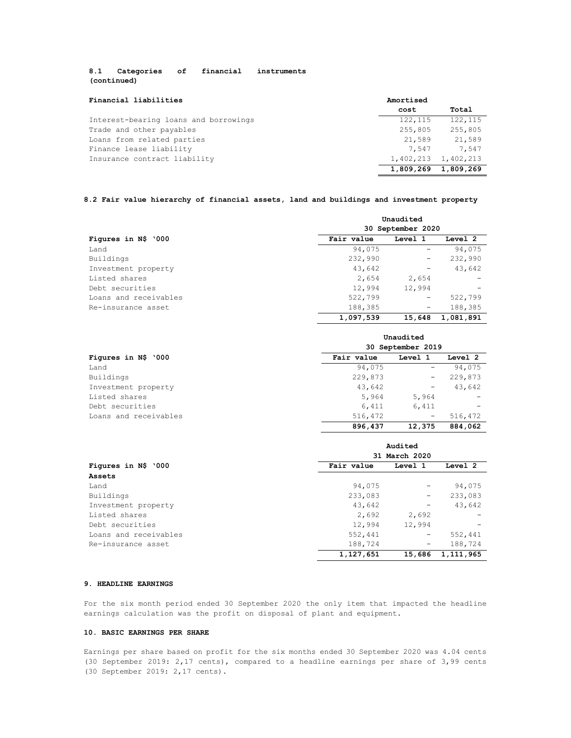### 8.1 Categories of financial instruments (continued)

| Financial liabilities | Amortised cost | Total |
|---|---|---|
| Interest-bearing loans and borrowings | 122,115 | 122,115 |
| Trade and other payables | 255,805 | 255,805 |
| Loans from related parties | 21,589 | 21,589 |
| Finance lease liability | 7,547 | 7,547 |
| Insurance contract liability | 1,402,213 | 1,402,213 |
| | **1,809,269** | **1,809,269** |

### 8.2 Fair value hierarchy of financial assets, land and buildings and investment property

| | Unaudited 30 September 2020 | | |
|---|---|---|---|
| **Figures in N$ '000** | **Fair value** | **Level 1** | **Level 2** |
| Land | 94,075 | - | 94,075 |
| Buildings | 232,990 | - | 232,990 |
| Investment property | 43,642 | - | 43,642 |
| Listed shares | 2,654 | 2,654 | - |
| Debt securities | 12,994 | 12,994 | - |
| Loans and receivables | 522,799 | - | 522,799 |
| Re-insurance asset | 188,385 | - | 188,385 |
| | **1,097,539** | **15,648** | **1,081,891** |

| | Unaudited 30 September 2019 | | |
|---|---|---|---|
| **Figures in N$ '000** | **Fair value** | **Level 1** | **Level 2** |
| Land | 94,075 | - | 94,075 |
| Buildings | 229,873 | - | 229,873 |
| Investment property | 43,642 | - | 43,642 |
| Listed shares | 5,964 | 5,964 | - |
| Debt securities | 6,411 | 6,411 | - |
| Loans and receivables | 516,472 | - | 516,472 |
| | **896,437** | **12,375** | **884,062** |

| | Audited 31 March 2020 | | |
|---|---|---|---|
| **Figures in N$ '000** | **Fair value** | **Level 1** | **Level 2** |
| **Assets** | | | |
| Land | 94,075 | - | 94,075 |
| Buildings | 233,083 | - | 233,083 |
| Investment property | 43,642 | - | 43,642 |
| Listed shares | 2,692 | 2,692 | - |
| Debt securities | 12,994 | 12,994 | - |
| Loans and receivables | 552,441 | - | 552,441 |
| Re-insurance asset | 188,724 | - | 188,724 |
| | **1,127,651** | **15,686** | **1,111,965** |

### 9. HEADLINE EARNINGS

For the six month period ended 30 September 2020 the only item that impacted the headline earnings calculation was the profit on disposal of plant and equipment.

### 10. BASIC EARNINGS PER SHARE

Earnings per share based on profit for the six months ended 30 September 2020 was 4.04 cents (30 September 2019: 2,17 cents), compared to a headline earnings per share of 3,99 cents (30 September 2019: 2,17 cents).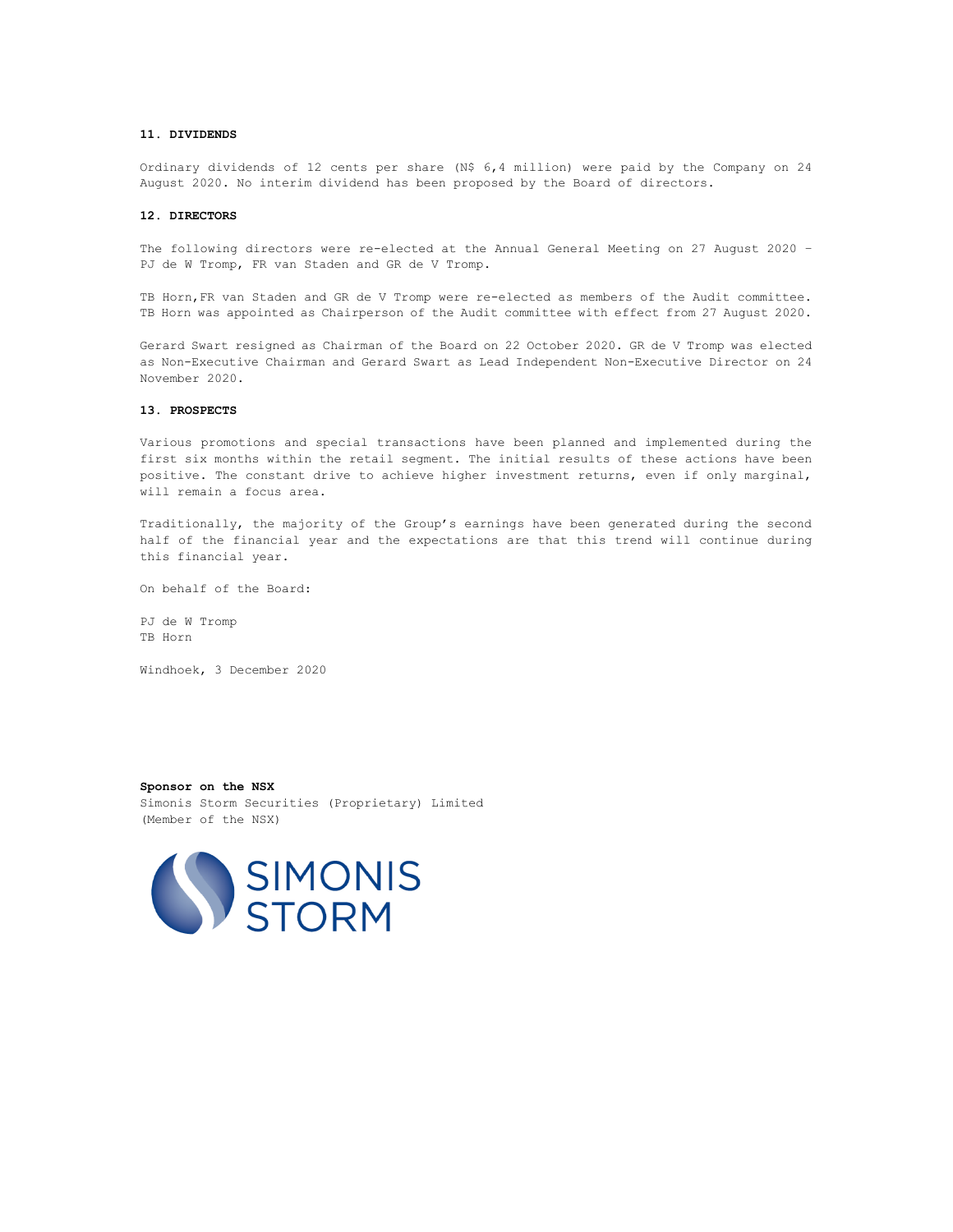### 11. DIVIDENDS

Ordinary dividends of 12 cents per share (N$ 6,4 million) were paid by the Company on 24 August 2020. No interim dividend has been proposed by the Board of directors.

### 12. DIRECTORS

The following directors were re-elected at the Annual General Meeting on 27 August 2020 – PJ de W Tromp, FR van Staden and GR de V Tromp.

TB Horn, FR van Staden and GR de V Tromp were re-elected as members of the Audit committee. TB Horn was appointed as Chairperson of the Audit committee with effect from 27 August 2020.

Gerard Swart resigned as Chairman of the Board on 22 October 2020. GR de V Tromp was elected as Non-Executive Chairman and Gerard Swart as Lead Independent Non-Executive Director on 24 November 2020.

### 13. PROSPECTS

Various promotions and special transactions have been planned and implemented during the first six months within the retail segment. The initial results of these actions have been positive. The constant drive to achieve higher investment returns, even if only marginal, will remain a focus area.

Traditionally, the majority of the Group's earnings have been generated during the second half of the financial year and the expectations are that this trend will continue during this financial year.

On behalf of the Board:

PJ de W Tromp
TB Horn

Windhoek, 3 December 2020

**Sponsor on the NSX**
Simonis Storm Securities (Proprietary) Limited
(Member of the NSX)

SIMONIS STORM